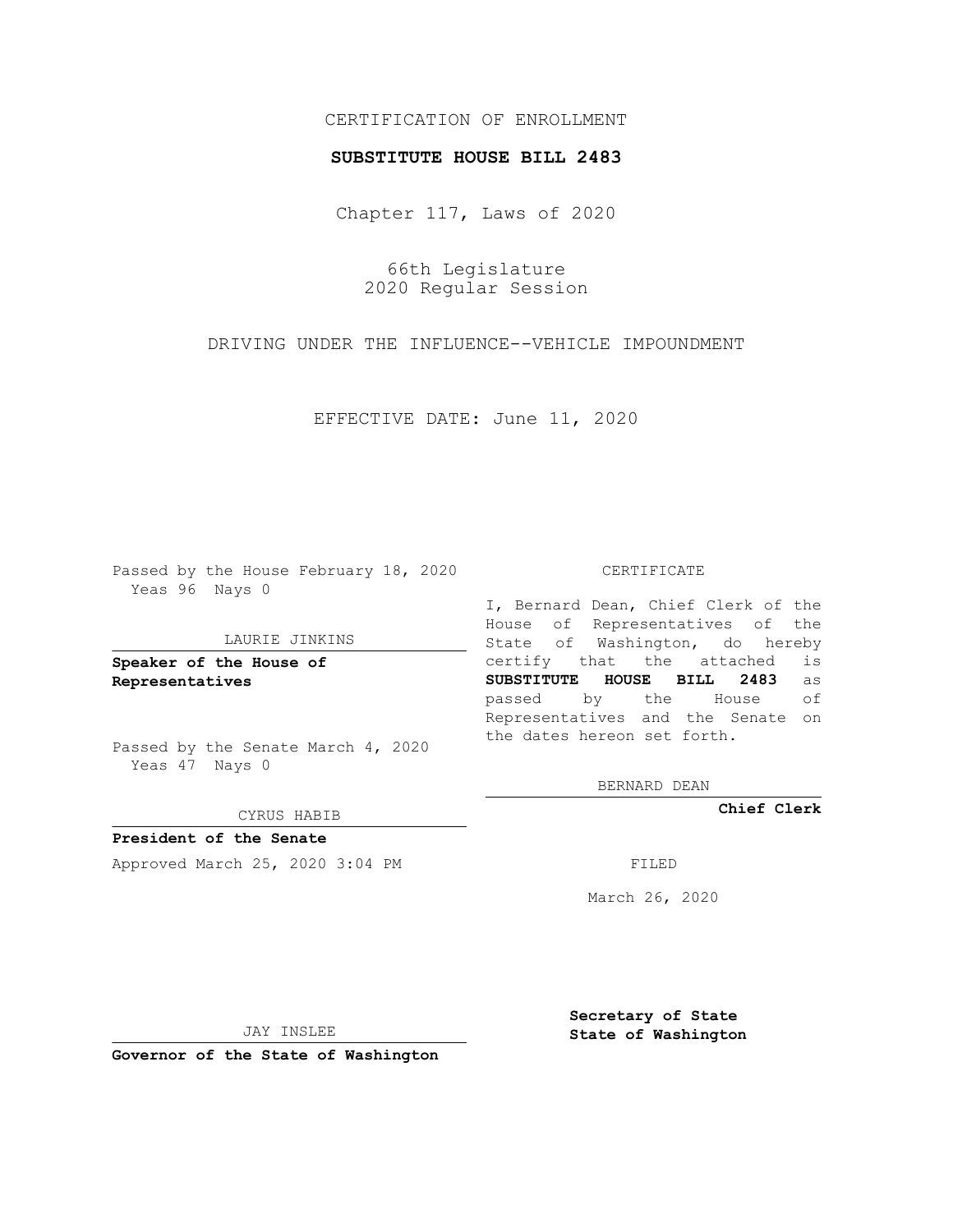CERTIFICATION OF ENROLLMENT

**SUBSTITUTE HOUSE BILL 2483**

Chapter 117, Laws of 2020

66th Legislature
2020 Regular Session

DRIVING UNDER THE INFLUENCE--VEHICLE IMPOUNDMENT

EFFECTIVE DATE: June 11, 2020

Passed by the House February 18, 2020
Yeas 96 Nays 0

LAURIE JINKINS

**Speaker of the House of Representatives**

Passed by the Senate March 4, 2020
Yeas 47 Nays 0

CYRUS HABIB

**President of the Senate**

Approved March 25, 2020 3:04 PM

JAY INSLEE

**Governor of the State of Washington**

CERTIFICATE

I, Bernard Dean, Chief Clerk of the House of Representatives of the State of Washington, do hereby certify that the attached is **SUBSTITUTE HOUSE BILL 2483** as passed by the House of Representatives and the Senate on the dates hereon set forth.

BERNARD DEAN

**Chief Clerk**

FILED

March 26, 2020

**Secretary of State**
**State of Washington**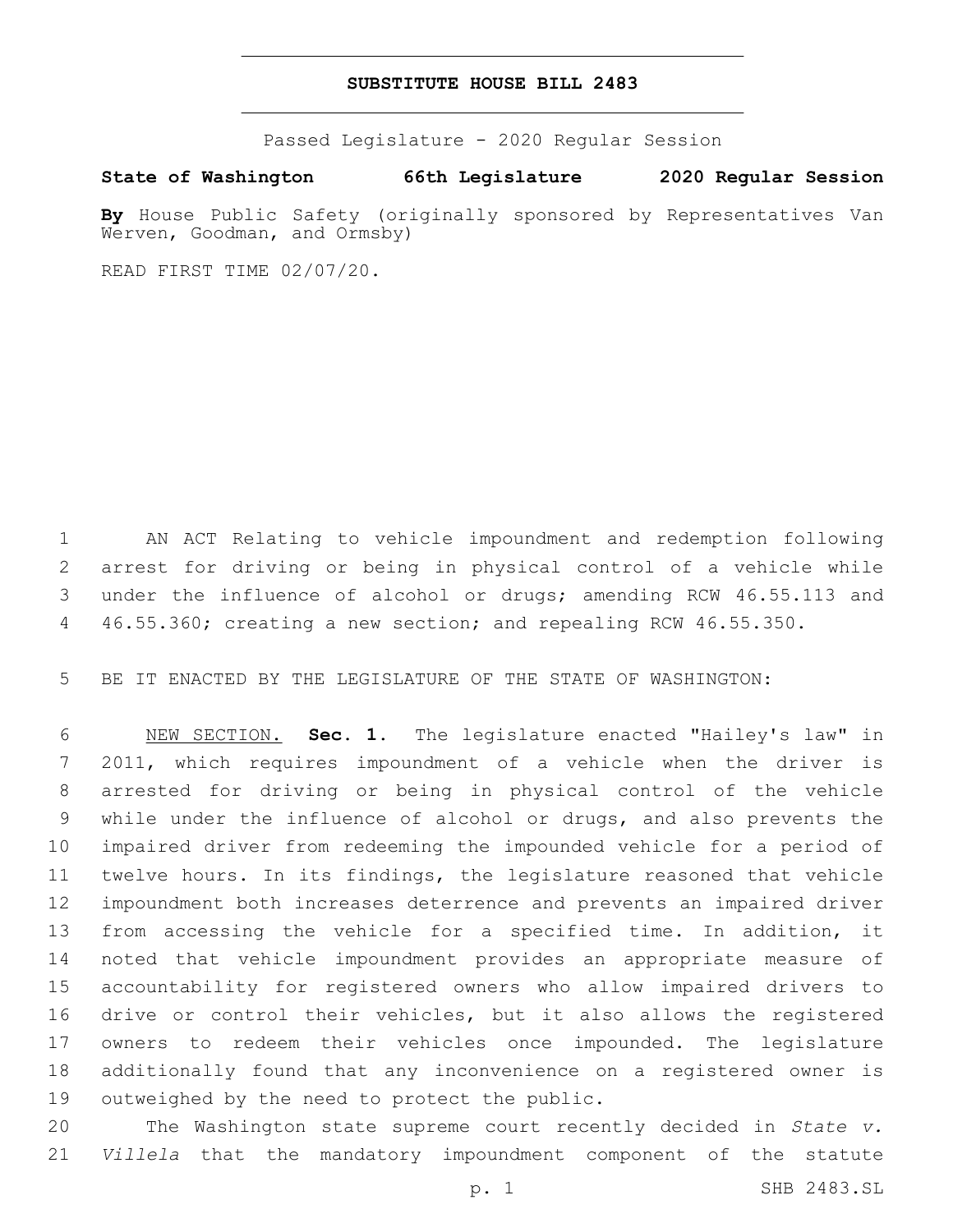# SUBSTITUTE HOUSE BILL 2483

Passed Legislature - 2020 Regular Session

**State of Washington 66th Legislature 2020 Regular Session**

**By** House Public Safety (originally sponsored by Representatives Van Werven, Goodman, and Ormsby)

READ FIRST TIME 02/07/20.

AN ACT Relating to vehicle impoundment and redemption following arrest for driving or being in physical control of a vehicle while under the influence of alcohol or drugs; amending RCW 46.55.113 and 46.55.360; creating a new section; and repealing RCW 46.55.350.

BE IT ENACTED BY THE LEGISLATURE OF THE STATE OF WASHINGTON:

NEW SECTION. **Sec. 1.** The legislature enacted "Hailey's law" in 2011, which requires impoundment of a vehicle when the driver is arrested for driving or being in physical control of the vehicle while under the influence of alcohol or drugs, and also prevents the impaired driver from redeeming the impounded vehicle for a period of twelve hours. In its findings, the legislature reasoned that vehicle impoundment both increases deterrence and prevents an impaired driver from accessing the vehicle for a specified time. In addition, it noted that vehicle impoundment provides an appropriate measure of accountability for registered owners who allow impaired drivers to drive or control their vehicles, but it also allows the registered owners to redeem their vehicles once impounded. The legislature additionally found that any inconvenience on a registered owner is outweighed by the need to protect the public.

The Washington state supreme court recently decided in *State v. Villela* that the mandatory impoundment component of the statute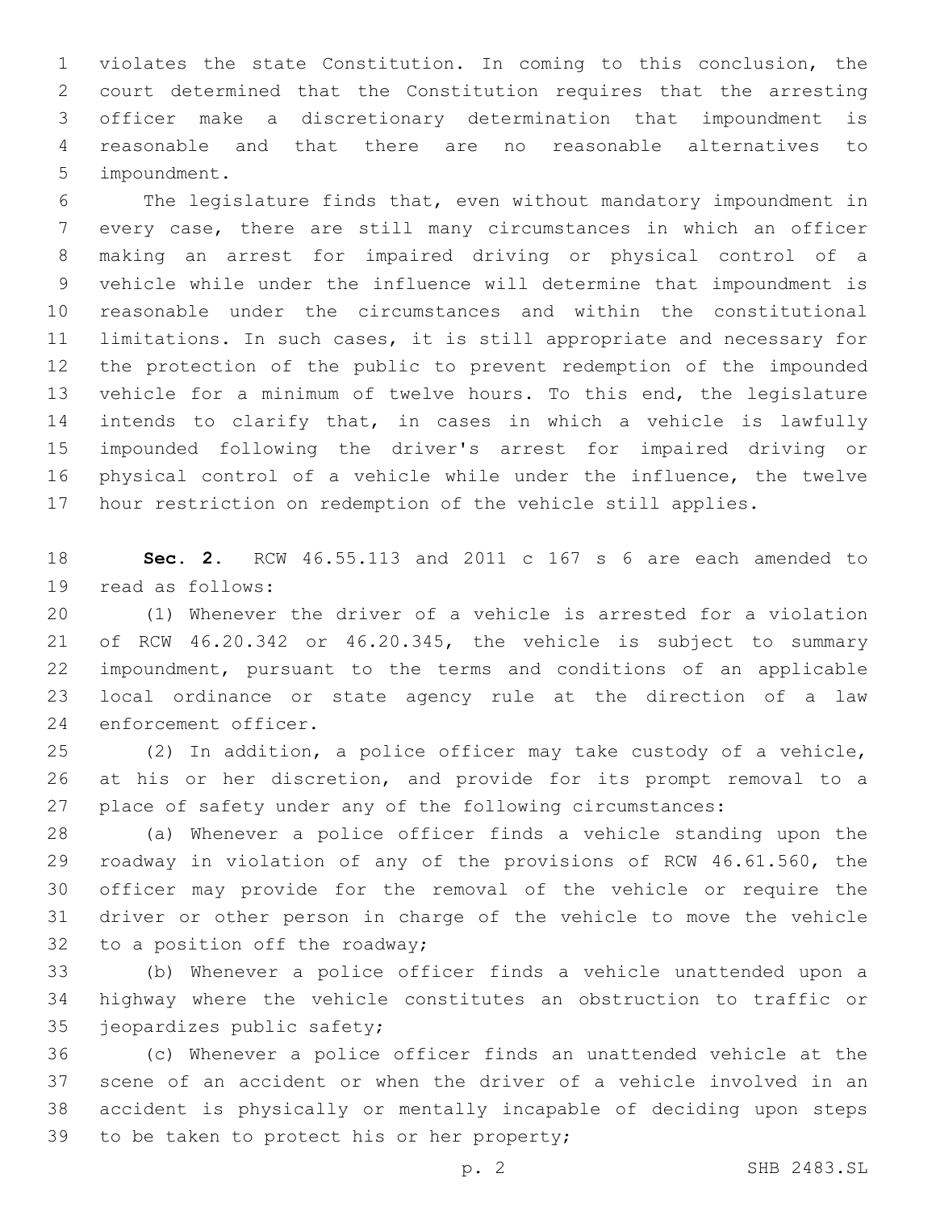violates the state Constitution. In coming to this conclusion, the court determined that the Constitution requires that the arresting officer make a discretionary determination that impoundment is reasonable and that there are no reasonable alternatives to impoundment.

The legislature finds that, even without mandatory impoundment in every case, there are still many circumstances in which an officer making an arrest for impaired driving or physical control of a vehicle while under the influence will determine that impoundment is reasonable under the circumstances and within the constitutional limitations. In such cases, it is still appropriate and necessary for the protection of the public to prevent redemption of the impounded vehicle for a minimum of twelve hours. To this end, the legislature intends to clarify that, in cases in which a vehicle is lawfully impounded following the driver's arrest for impaired driving or physical control of a vehicle while under the influence, the twelve hour restriction on redemption of the vehicle still applies.

**Sec. 2.** RCW 46.55.113 and 2011 c 167 s 6 are each amended to read as follows:

(1) Whenever the driver of a vehicle is arrested for a violation of RCW 46.20.342 or 46.20.345, the vehicle is subject to summary impoundment, pursuant to the terms and conditions of an applicable local ordinance or state agency rule at the direction of a law enforcement officer.

(2) In addition, a police officer may take custody of a vehicle, at his or her discretion, and provide for its prompt removal to a place of safety under any of the following circumstances:

(a) Whenever a police officer finds a vehicle standing upon the roadway in violation of any of the provisions of RCW 46.61.560, the officer may provide for the removal of the vehicle or require the driver or other person in charge of the vehicle to move the vehicle to a position off the roadway;

(b) Whenever a police officer finds a vehicle unattended upon a highway where the vehicle constitutes an obstruction to traffic or jeopardizes public safety;

(c) Whenever a police officer finds an unattended vehicle at the scene of an accident or when the driver of a vehicle involved in an accident is physically or mentally incapable of deciding upon steps to be taken to protect his or her property;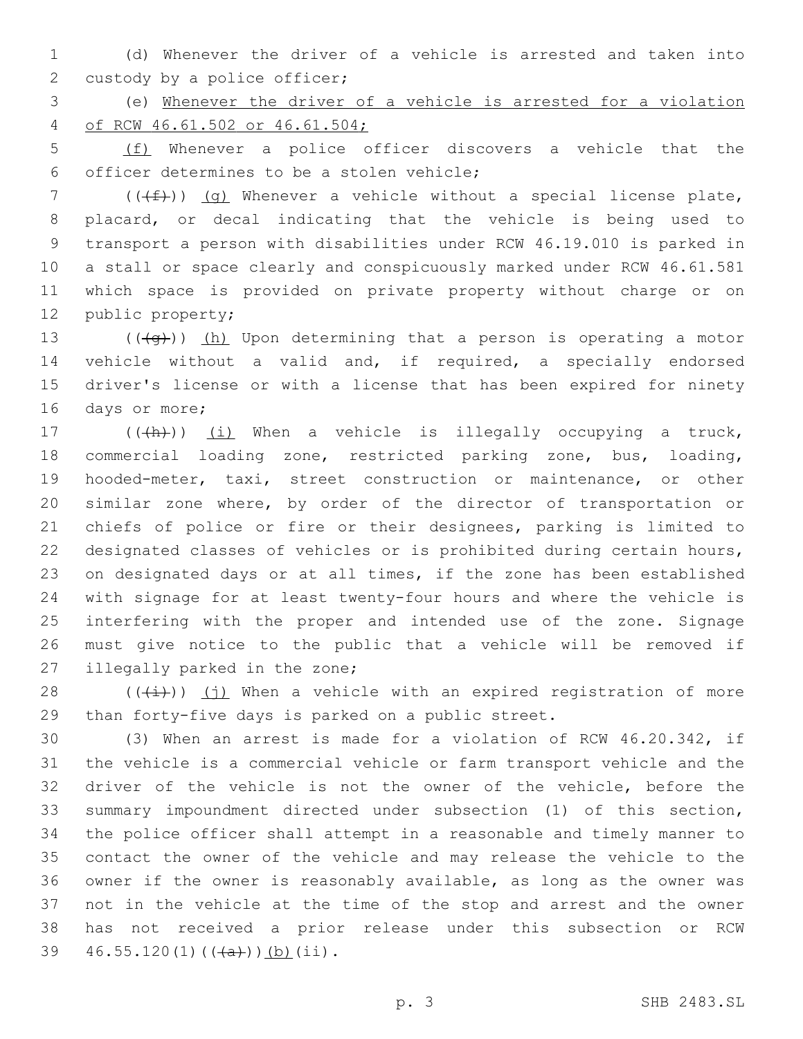(d) Whenever the driver of a vehicle is arrested and taken into custody by a police officer;

(e) Whenever the driver of a vehicle is arrested for a violation of RCW 46.61.502 or 46.61.504;

(f) Whenever a police officer discovers a vehicle that the officer determines to be a stolen vehicle;

((~~(f)~~)) (g) Whenever a vehicle without a special license plate, placard, or decal indicating that the vehicle is being used to transport a person with disabilities under RCW 46.19.010 is parked in a stall or space clearly and conspicuously marked under RCW 46.61.581 which space is provided on private property without charge or on public property;

((~~(g)~~)) (h) Upon determining that a person is operating a motor vehicle without a valid and, if required, a specially endorsed driver's license or with a license that has been expired for ninety days or more;

((~~(h)~~)) (i) When a vehicle is illegally occupying a truck, commercial loading zone, restricted parking zone, bus, loading, hooded-meter, taxi, street construction or maintenance, or other similar zone where, by order of the director of transportation or chiefs of police or fire or their designees, parking is limited to designated classes of vehicles or is prohibited during certain hours, on designated days or at all times, if the zone has been established with signage for at least twenty-four hours and where the vehicle is interfering with the proper and intended use of the zone. Signage must give notice to the public that a vehicle will be removed if illegally parked in the zone;

((~~(i)~~)) (j) When a vehicle with an expired registration of more than forty-five days is parked on a public street.

(3) When an arrest is made for a violation of RCW 46.20.342, if the vehicle is a commercial vehicle or farm transport vehicle and the driver of the vehicle is not the owner of the vehicle, before the summary impoundment directed under subsection (1) of this section, the police officer shall attempt in a reasonable and timely manner to contact the owner of the vehicle and may release the vehicle to the owner if the owner is reasonably available, as long as the owner was not in the vehicle at the time of the stop and arrest and the owner has not received a prior release under this subsection or RCW 46.55.120(1)((~~(a)~~))(b)(ii).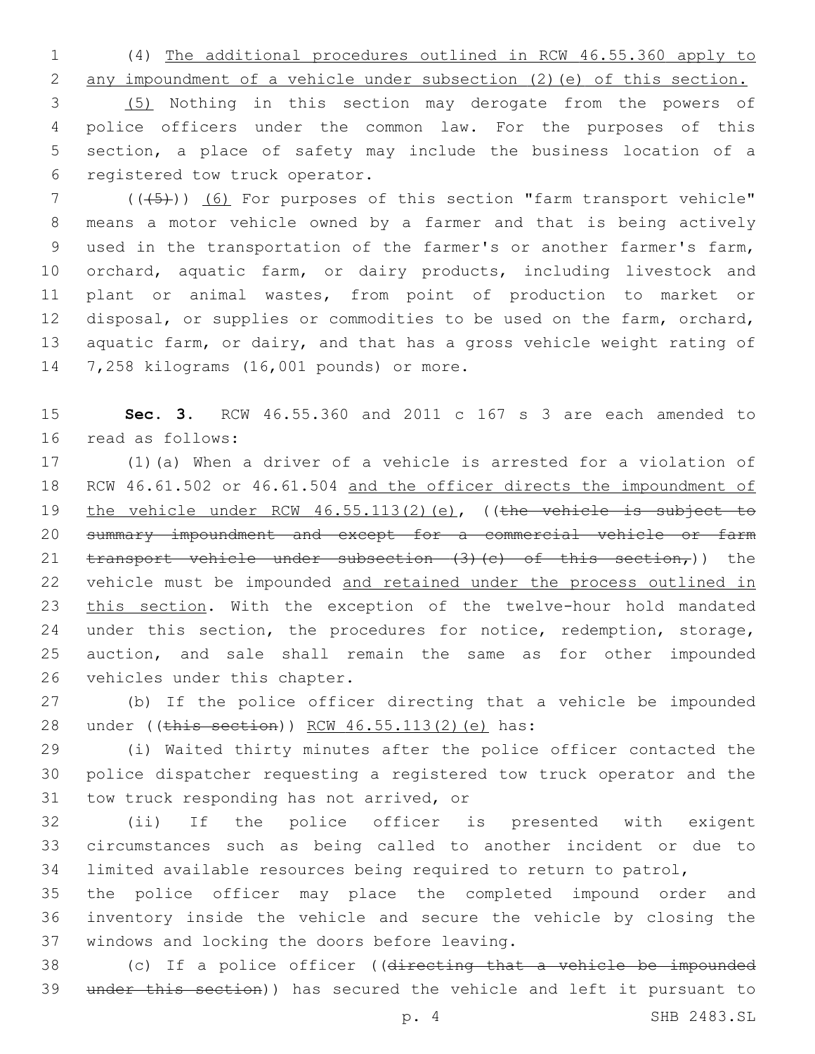(4) The additional procedures outlined in RCW 46.55.360 apply to any impoundment of a vehicle under subsection (2)(e) of this section.

(5) Nothing in this section may derogate from the powers of police officers under the common law. For the purposes of this section, a place of safety may include the business location of a registered tow truck operator.

((~~(5)~~)) (6) For purposes of this section "farm transport vehicle" means a motor vehicle owned by a farmer and that is being actively used in the transportation of the farmer's or another farmer's farm, orchard, aquatic farm, or dairy products, including livestock and plant or animal wastes, from point of production to market or disposal, or supplies or commodities to be used on the farm, orchard, aquatic farm, or dairy, and that has a gross vehicle weight rating of 7,258 kilograms (16,001 pounds) or more.

**Sec. 3.** RCW 46.55.360 and 2011 c 167 s 3 are each amended to read as follows:

(1)(a) When a driver of a vehicle is arrested for a violation of RCW 46.61.502 or 46.61.504 and the officer directs the impoundment of the vehicle under RCW 46.55.113(2)(e), ((~~the vehicle is subject to summary impoundment and except for a commercial vehicle or farm transport vehicle under subsection (3)(c) of this section,~~)) the vehicle must be impounded and retained under the process outlined in this section. With the exception of the twelve-hour hold mandated under this section, the procedures for notice, redemption, storage, auction, and sale shall remain the same as for other impounded vehicles under this chapter.

(b) If the police officer directing that a vehicle be impounded under ((~~this section~~)) RCW 46.55.113(2)(e) has:

(i) Waited thirty minutes after the police officer contacted the police dispatcher requesting a registered tow truck operator and the tow truck responding has not arrived, or

(ii) If the police officer is presented with exigent circumstances such as being called to another incident or due to limited available resources being required to return to patrol,

the police officer may place the completed impound order and inventory inside the vehicle and secure the vehicle by closing the windows and locking the doors before leaving.

(c) If a police officer ((~~directing that a vehicle be impounded under this section~~)) has secured the vehicle and left it pursuant to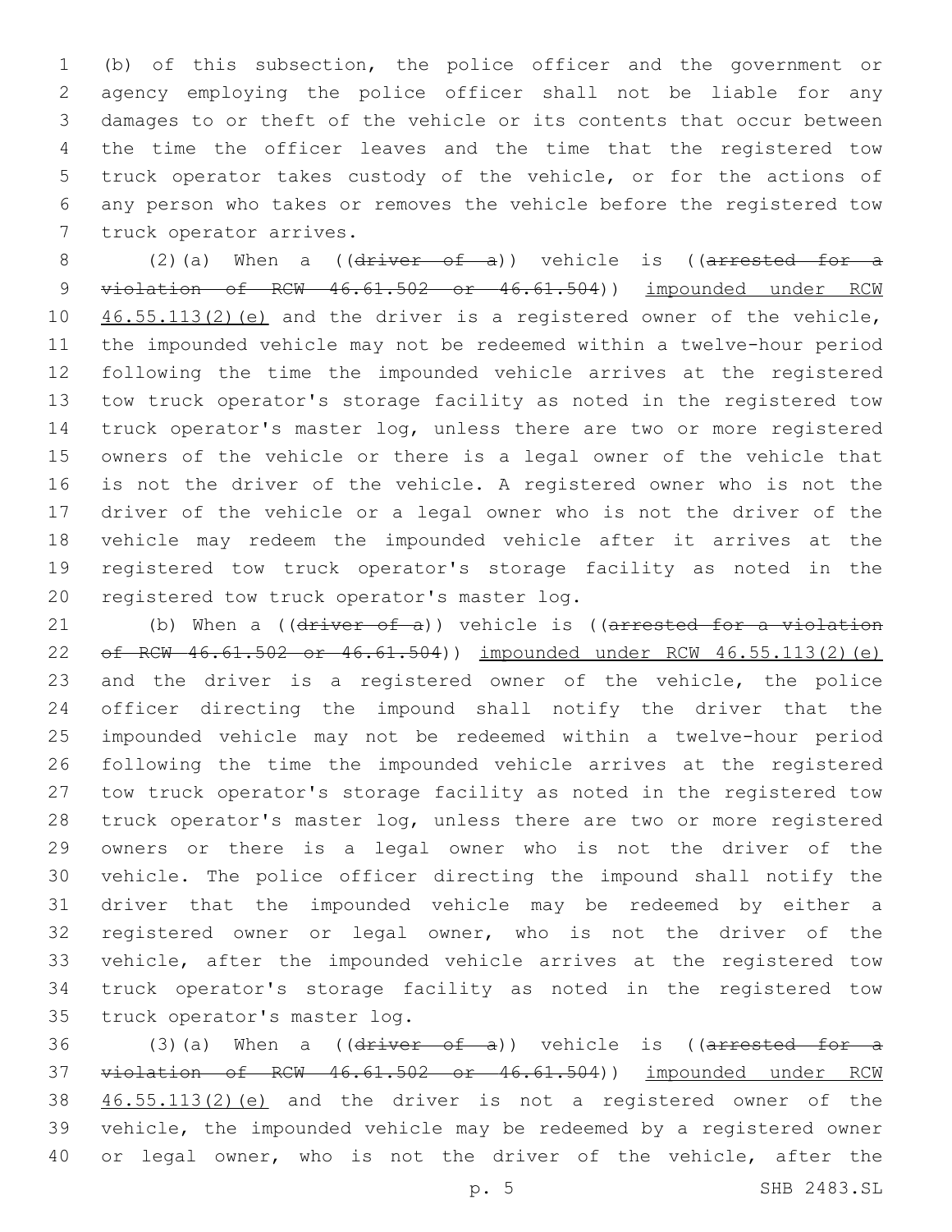(b) of this subsection, the police officer and the government or agency employing the police officer shall not be liable for any damages to or theft of the vehicle or its contents that occur between the time the officer leaves and the time that the registered tow truck operator takes custody of the vehicle, or for the actions of any person who takes or removes the vehicle before the registered tow truck operator arrives.

(2)(a) When a ((~~driver of a~~)) vehicle is ((~~arrested for a violation of RCW 46.61.502 or 46.61.504~~)) impounded under RCW 46.55.113(2)(e) and the driver is a registered owner of the vehicle, the impounded vehicle may not be redeemed within a twelve-hour period following the time the impounded vehicle arrives at the registered tow truck operator's storage facility as noted in the registered tow truck operator's master log, unless there are two or more registered owners of the vehicle or there is a legal owner of the vehicle that is not the driver of the vehicle. A registered owner who is not the driver of the vehicle or a legal owner who is not the driver of the vehicle may redeem the impounded vehicle after it arrives at the registered tow truck operator's storage facility as noted in the registered tow truck operator's master log.

(b) When a ((~~driver of a~~)) vehicle is ((~~arrested for a violation of RCW 46.61.502 or 46.61.504~~)) impounded under RCW 46.55.113(2)(e) and the driver is a registered owner of the vehicle, the police officer directing the impound shall notify the driver that the impounded vehicle may not be redeemed within a twelve-hour period following the time the impounded vehicle arrives at the registered tow truck operator's storage facility as noted in the registered tow truck operator's master log, unless there are two or more registered owners or there is a legal owner who is not the driver of the vehicle. The police officer directing the impound shall notify the driver that the impounded vehicle may be redeemed by either a registered owner or legal owner, who is not the driver of the vehicle, after the impounded vehicle arrives at the registered tow truck operator's storage facility as noted in the registered tow truck operator's master log.

(3)(a) When a ((~~driver of a~~)) vehicle is ((~~arrested for a violation of RCW 46.61.502 or 46.61.504~~)) impounded under RCW 46.55.113(2)(e) and the driver is not a registered owner of the vehicle, the impounded vehicle may be redeemed by a registered owner or legal owner, who is not the driver of the vehicle, after the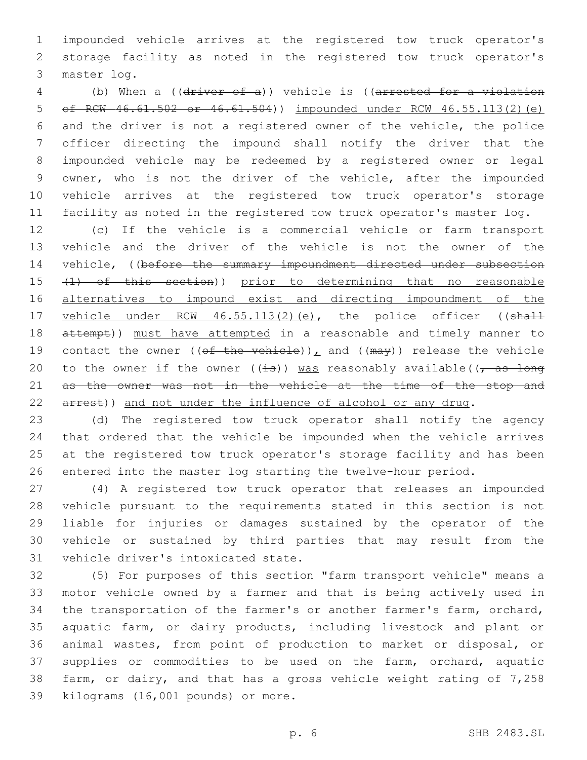impounded vehicle arrives at the registered tow truck operator's storage facility as noted in the registered tow truck operator's master log.

(b) When a ((~~driver of a~~)) vehicle is ((~~arrested for a violation of RCW 46.61.502 or 46.61.504~~)) <u>impounded under RCW 46.55.113(2)(e)</u> and the driver is not a registered owner of the vehicle, the police officer directing the impound shall notify the driver that the impounded vehicle may be redeemed by a registered owner or legal owner, who is not the driver of the vehicle, after the impounded vehicle arrives at the registered tow truck operator's storage facility as noted in the registered tow truck operator's master log.

(c) If the vehicle is a commercial vehicle or farm transport vehicle and the driver of the vehicle is not the owner of the vehicle, ((~~before the summary impoundment directed under subsection (1) of this section~~)) <u>prior to determining that no reasonable alternatives to impound exist and directing impoundment of the vehicle under RCW 46.55.113(2)(e)</u>, the police officer ((~~shall attempt~~)) <u>must have attempted</u> in a reasonable and timely manner to contact the owner ((~~of the vehicle~~))<u>,</u> and ((~~may~~)) release the vehicle to the owner if the owner ((~~is~~)) <u>was</u> reasonably available((~~, as long as the owner was not in the vehicle at the time of the stop and arrest~~)) <u>and not under the influence of alcohol or any drug</u>.

(d) The registered tow truck operator shall notify the agency that ordered that the vehicle be impounded when the vehicle arrives at the registered tow truck operator's storage facility and has been entered into the master log starting the twelve-hour period.

(4) A registered tow truck operator that releases an impounded vehicle pursuant to the requirements stated in this section is not liable for injuries or damages sustained by the operator of the vehicle or sustained by third parties that may result from the vehicle driver's intoxicated state.

(5) For purposes of this section "farm transport vehicle" means a motor vehicle owned by a farmer and that is being actively used in the transportation of the farmer's or another farmer's farm, orchard, aquatic farm, or dairy products, including livestock and plant or animal wastes, from point of production to market or disposal, or supplies or commodities to be used on the farm, orchard, aquatic farm, or dairy, and that has a gross vehicle weight rating of 7,258 kilograms (16,001 pounds) or more.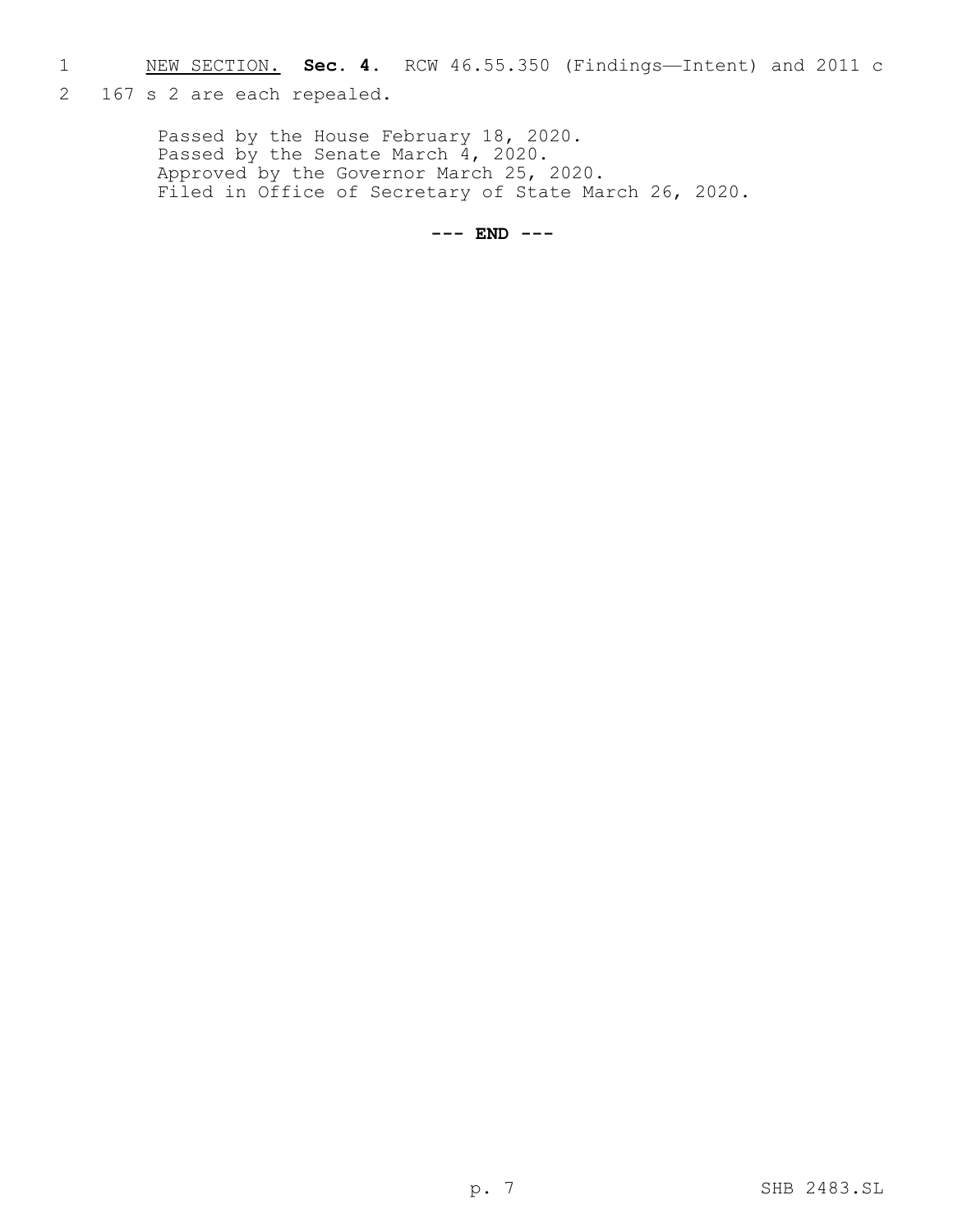NEW SECTION. **Sec. 4.** RCW 46.55.350 (Findings—Intent) and 2011 c 167 s 2 are each repealed.

Passed by the House February 18, 2020.
Passed by the Senate March 4, 2020.
Approved by the Governor March 25, 2020.
Filed in Office of Secretary of State March 26, 2020.

**--- END ---**